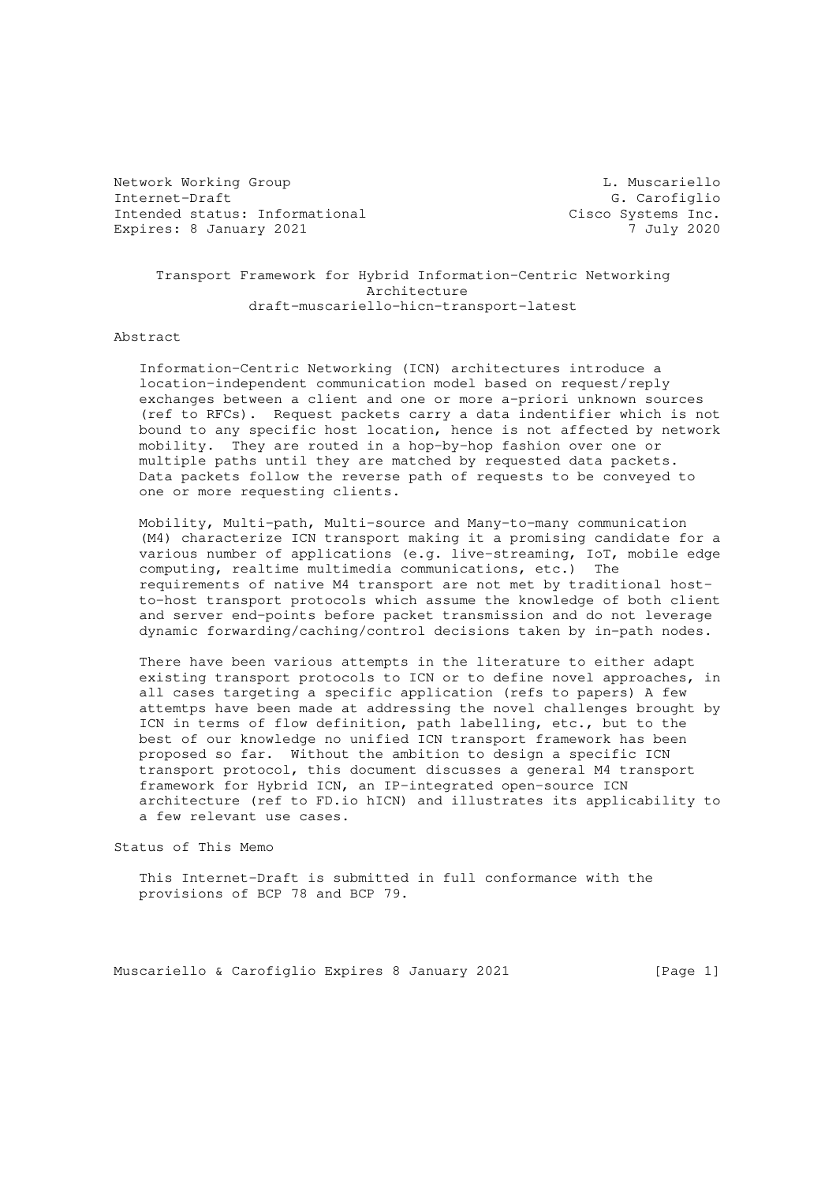Network Working Group L. Muscariello
Internet-Draft G. Carofiglio
Intended status: Informational Cisco Systems Inc.
Expires: 8 January 2021 7 July 2020

# Transport Framework for Hybrid Information-Centric Networking Architecture

draft-muscariello-hicn-transport-latest

## Abstract

Information-Centric Networking (ICN) architectures introduce a location-independent communication model based on request/reply exchanges between a client and one or more a-priori unknown sources (ref to RFCs). Request packets carry a data indentifier which is not bound to any specific host location, hence is not affected by network mobility. They are routed in a hop-by-hop fashion over one or multiple paths until they are matched by requested data packets. Data packets follow the reverse path of requests to be conveyed to one or more requesting clients.

Mobility, Multi-path, Multi-source and Many-to-many communication (M4) characterize ICN transport making it a promising candidate for a various number of applications (e.g. live-streaming, IoT, mobile edge computing, realtime multimedia communications, etc.) The requirements of native M4 transport are not met by traditional host-to-host transport protocols which assume the knowledge of both client and server end-points before packet transmission and do not leverage dynamic forwarding/caching/control decisions taken by in-path nodes.

There have been various attempts in the literature to either adapt existing transport protocols to ICN or to define novel approaches, in all cases targeting a specific application (refs to papers) A few attemtps have been made at addressing the novel challenges brought by ICN in terms of flow definition, path labelling, etc., but to the best of our knowledge no unified ICN transport framework has been proposed so far. Without the ambition to design a specific ICN transport protocol, this document discusses a general M4 transport framework for Hybrid ICN, an IP-integrated open-source ICN architecture (ref to FD.io hICN) and illustrates its applicability to a few relevant use cases.

## Status of This Memo

This Internet-Draft is submitted in full conformance with the provisions of BCP 78 and BCP 79.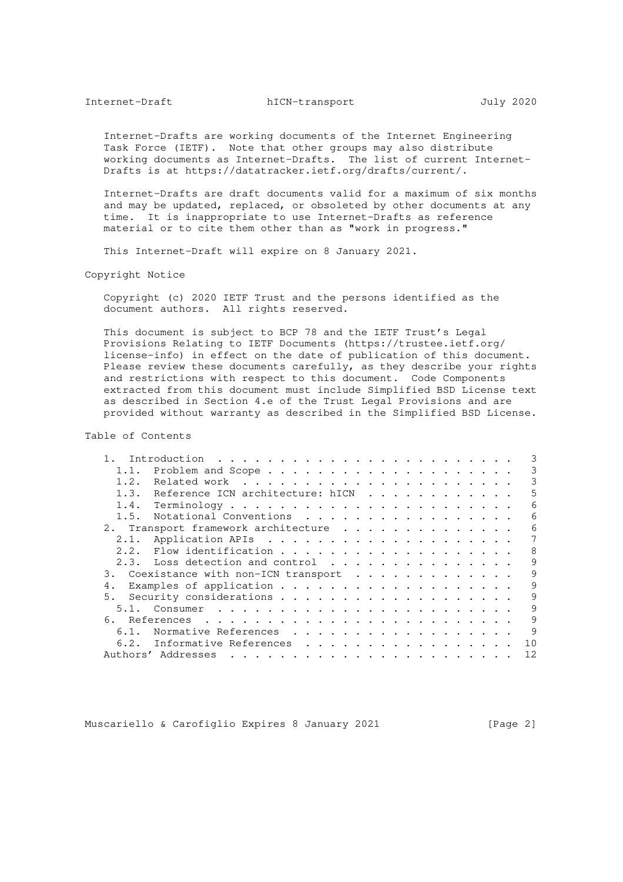Internet-Drafts are working documents of the Internet Engineering Task Force (IETF). Note that other groups may also distribute working documents as Internet-Drafts. The list of current Internet-Drafts is at https://datatracker.ietf.org/drafts/current/.

Internet-Drafts are draft documents valid for a maximum of six months and may be updated, replaced, or obsoleted by other documents at any time. It is inappropriate to use Internet-Drafts as reference material or to cite them other than as "work in progress."

This Internet-Draft will expire on 8 January 2021.

## Copyright Notice

Copyright (c) 2020 IETF Trust and the persons identified as the document authors. All rights reserved.

This document is subject to BCP 78 and the IETF Trust's Legal Provisions Relating to IETF Documents (https://trustee.ietf.org/license-info) in effect on the date of publication of this document. Please review these documents carefully, as they describe your rights and restrictions with respect to this document. Code Components extracted from this document must include Simplified BSD License text as described in Section 4.e of the Trust Legal Provisions and are provided without warranty as described in the Simplified BSD License.

## Table of Contents

```
   1.  Introduction  . . . . . . . . . . . . . . . . . . . . . . . .   3
     1.1.  Problem and Scope . . . . . . . . . . . . . . . . . . . .   3
     1.2.  Related work  . . . . . . . . . . . . . . . . . . . . . .   3
     1.3.  Reference ICN architecture: hICN  . . . . . . . . . . . .   5
     1.4.  Terminology . . . . . . . . . . . . . . . . . . . . . . .   6
     1.5.  Notational Conventions  . . . . . . . . . . . . . . . . .   6
   2.  Transport framework architecture  . . . . . . . . . . . . . .   6
     2.1.  Application APIs  . . . . . . . . . . . . . . . . . . . .   7
     2.2.  Flow identification . . . . . . . . . . . . . . . . . . .   8
     2.3.  Loss detection and control  . . . . . . . . . . . . . . .   9
   3.  Coexistance with non-ICN transport  . . . . . . . . . . . . .   9
   4.  Examples of application . . . . . . . . . . . . . . . . . . .   9
   5.  Security considerations . . . . . . . . . . . . . . . . . . .   9
     5.1.  Consumer  . . . . . . . . . . . . . . . . . . . . . . . .   9
   6.  References  . . . . . . . . . . . . . . . . . . . . . . . . .   9
     6.1.  Normative References  . . . . . . . . . . . . . . . . . .   9
     6.2.  Informative References  . . . . . . . . . . . . . . . . .  10
   Authors' Addresses  . . . . . . . . . . . . . . . . . . . . . . .  12
```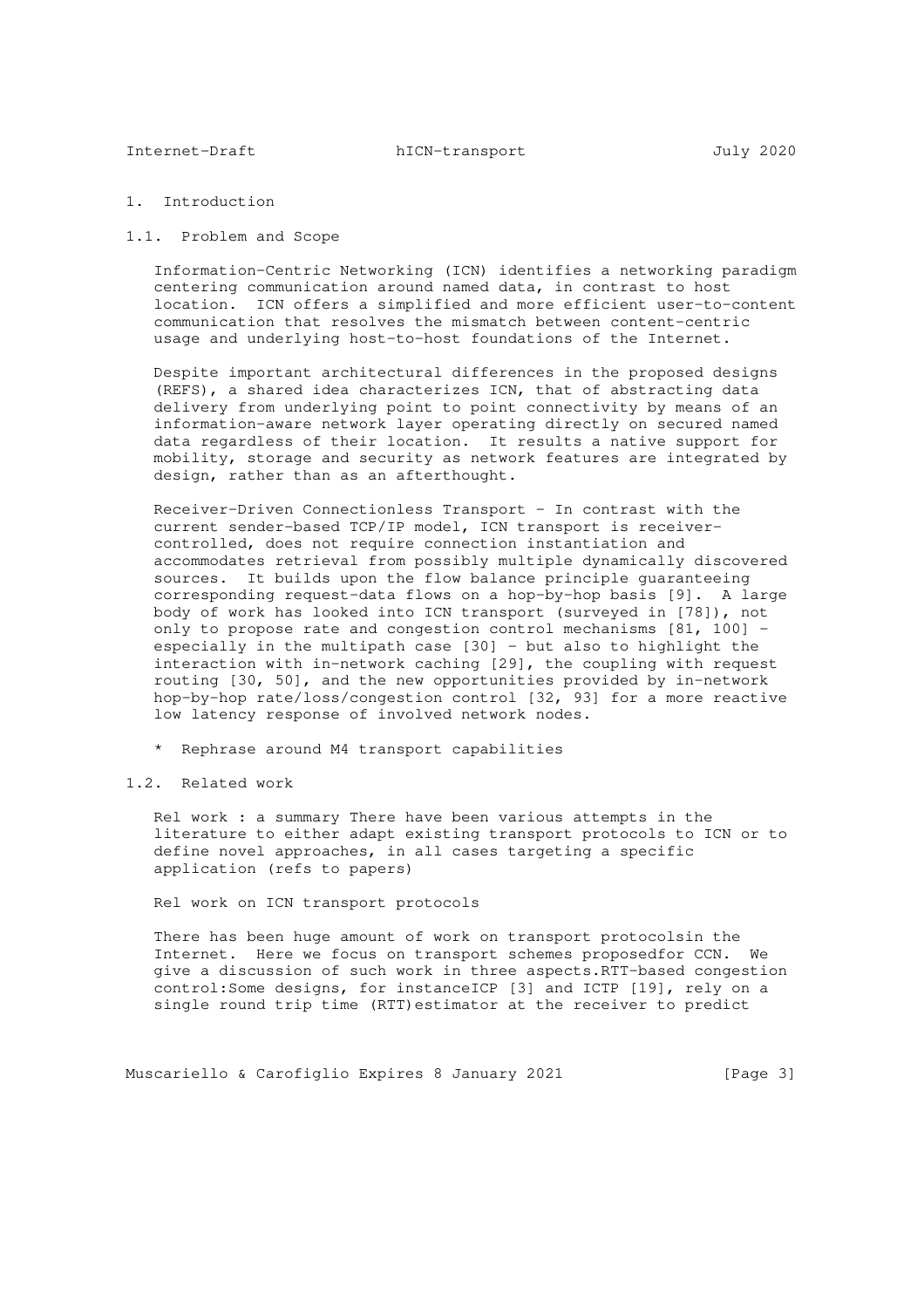# 1. Introduction

## 1.1. Problem and Scope

Information-Centric Networking (ICN) identifies a networking paradigm centering communication around named data, in contrast to host location. ICN offers a simplified and more efficient user-to-content communication that resolves the mismatch between content-centric usage and underlying host-to-host foundations of the Internet.

Despite important architectural differences in the proposed designs (REFS), a shared idea characterizes ICN, that of abstracting data delivery from underlying point to point connectivity by means of an information-aware network layer operating directly on secured named data regardless of their location. It results a native support for mobility, storage and security as network features are integrated by design, rather than as an afterthought.

Receiver-Driven Connectionless Transport - In contrast with the current sender-based TCP/IP model, ICN transport is receiver-controlled, does not require connection instantiation and accommodates retrieval from possibly multiple dynamically discovered sources. It builds upon the flow balance principle guaranteeing corresponding request-data flows on a hop-by-hop basis [9]. A large body of work has looked into ICN transport (surveyed in [78]), not only to propose rate and congestion control mechanisms [81, 100] - especially in the multipath case [30] - but also to highlight the interaction with in-network caching [29], the coupling with request routing [30, 50], and the new opportunities provided by in-network hop-by-hop rate/loss/congestion control [32, 93] for a more reactive low latency response of involved network nodes.

* Rephrase around M4 transport capabilities

## 1.2. Related work

Rel work : a summary There have been various attempts in the literature to either adapt existing transport protocols to ICN or to define novel approaches, in all cases targeting a specific application (refs to papers)

Rel work on ICN transport protocols

There has been huge amount of work on transport protocolsin the Internet. Here we focus on transport schemes proposedfor CCN. We give a discussion of such work in three aspects.RTT-based congestion control:Some designs, for instanceICP [3] and ICTP [19], rely on a single round trip time (RTT)estimator at the receiver to predict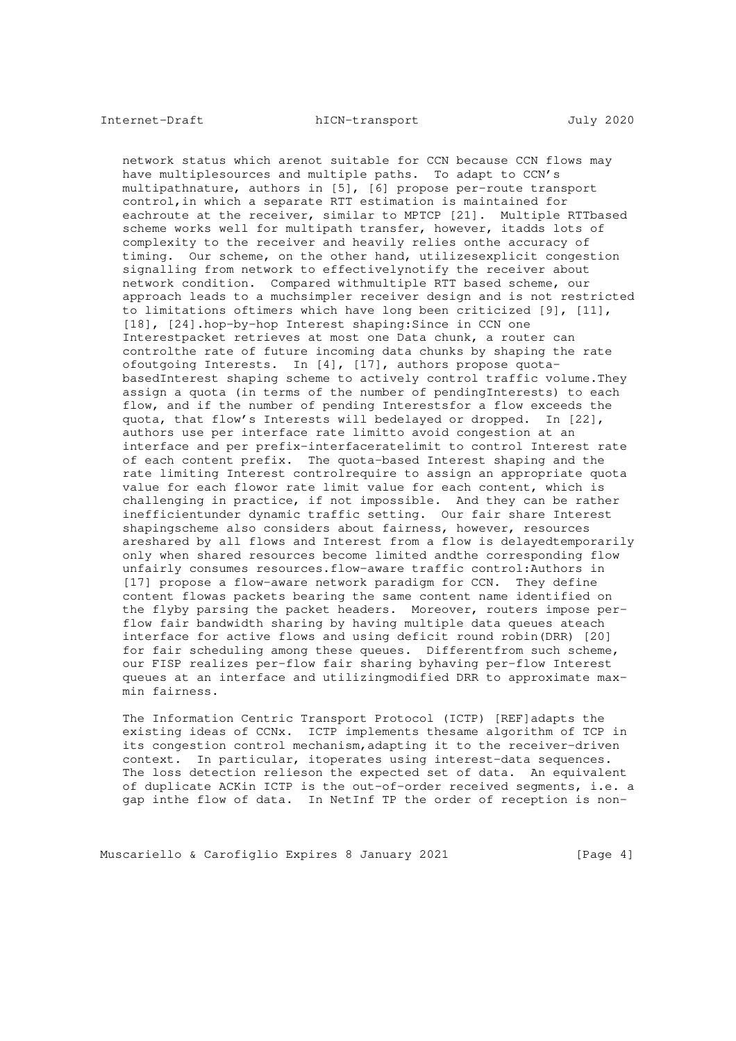network status which arenot suitable for CCN because CCN flows may have multiplesources and multiple paths. To adapt to CCN's multipathnature, authors in [5], [6] propose per-route transport control,in which a separate RTT estimation is maintained for eachroute at the receiver, similar to MPTCP [21]. Multiple RTTbased scheme works well for multipath transfer, however, itadds lots of complexity to the receiver and heavily relies onthe accuracy of timing. Our scheme, on the other hand, utilizesexplicit congestion signalling from network to effectivelynotify the receiver about network condition. Compared withmultiple RTT based scheme, our approach leads to a muchsimpler receiver design and is not restricted to limitations oftimers which have long been criticized [9], [11], [18], [24].hop-by-hop Interest shaping:Since in CCN one Interestpacket retrieves at most one Data chunk, a router can controlthe rate of future incoming data chunks by shaping the rate ofoutgoing Interests. In [4], [17], authors propose quota-basedInterest shaping scheme to actively control traffic volume.They assign a quota (in terms of the number of pendingInterests) to each flow, and if the number of pending Interestsfor a flow exceeds the quota, that flow's Interests will bedelayed or dropped. In [22], authors use per interface rate limitto avoid congestion at an interface and per prefix-interfaceratelimit to control Interest rate of each content prefix. The quota-based Interest shaping and the rate limiting Interest controlrequire to assign an appropriate quota value for each flowor rate limit value for each content, which is challenging in practice, if not impossible. And they can be rather inefficientunder dynamic traffic setting. Our fair share Interest shapingscheme also considers about fairness, however, resources areshared by all flows and Interest from a flow is delayedtemporarily only when shared resources become limited andthe corresponding flow unfairly consumes resources.flow-aware traffic control:Authors in [17] propose a flow-aware network paradigm for CCN. They define content flowas packets bearing the same content name identified on the flyby parsing the packet headers. Moreover, routers impose per-flow fair bandwidth sharing by having multiple data queues ateach interface for active flows and using deficit round robin(DRR) [20] for fair scheduling among these queues. Differentfrom such scheme, our FISP realizes per-flow fair sharing byhaving per-flow Interest queues at an interface and utilizingmodified DRR to approximate max-min fairness.

The Information Centric Transport Protocol (ICTP) [REF]adapts the existing ideas of CCNx. ICTP implements thesame algorithm of TCP in its congestion control mechanism,adapting it to the receiver-driven context. In particular, itoperates using interest-data sequences. The loss detection relieson the expected set of data. An equivalent of duplicate ACKin ICTP is the out-of-order received segments, i.e. a gap inthe flow of data. In NetInf TP the order of reception is non-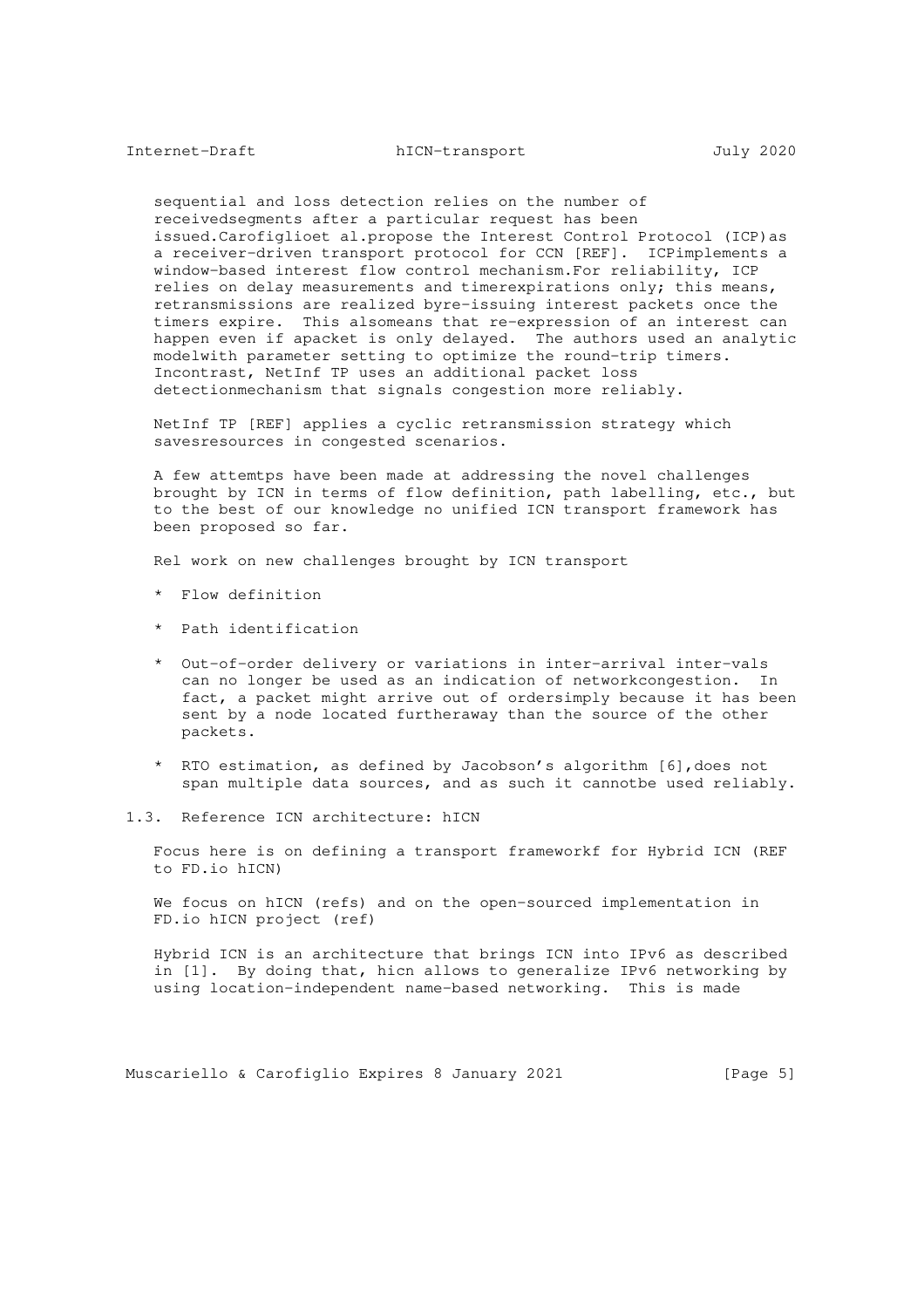sequential and loss detection relies on the number of receivedsegments after a particular request has been issued.Carofiglioet al.propose the Interest Control Protocol (ICP)as a receiver-driven transport protocol for CCN [REF]. ICPimplements a window-based interest flow control mechanism.For reliability, ICP relies on delay measurements and timerexpirations only; this means, retransmissions are realized byre-issuing interest packets once the timers expire. This alsomeans that re-expression of an interest can happen even if apacket is only delayed. The authors used an analytic modelwith parameter setting to optimize the round-trip timers. Incontrast, NetInf TP uses an additional packet loss detectionmechanism that signals congestion more reliably.

NetInf TP [REF] applies a cyclic retransmission strategy which savesresources in congested scenarios.

A few attemtps have been made at addressing the novel challenges brought by ICN in terms of flow definition, path labelling, etc., but to the best of our knowledge no unified ICN transport framework has been proposed so far.

Rel work on new challenges brought by ICN transport

* Flow definition

* Path identification

* Out-of-order delivery or variations in inter-arrival inter-vals can no longer be used as an indication of networkcongestion. In fact, a packet might arrive out of ordersimply because it has been sent by a node located furtheraway than the source of the other packets.

* RTO estimation, as defined by Jacobson's algorithm [6],does not span multiple data sources, and as such it cannotbe used reliably.

### 1.3. Reference ICN architecture: hICN

Focus here is on defining a transport frameworkf for Hybrid ICN (REF to FD.io hICN)

We focus on hICN (refs) and on the open-sourced implementation in FD.io hICN project (ref)

Hybrid ICN is an architecture that brings ICN into IPv6 as described in [1]. By doing that, hicn allows to generalize IPv6 networking by using location-independent name-based networking. This is made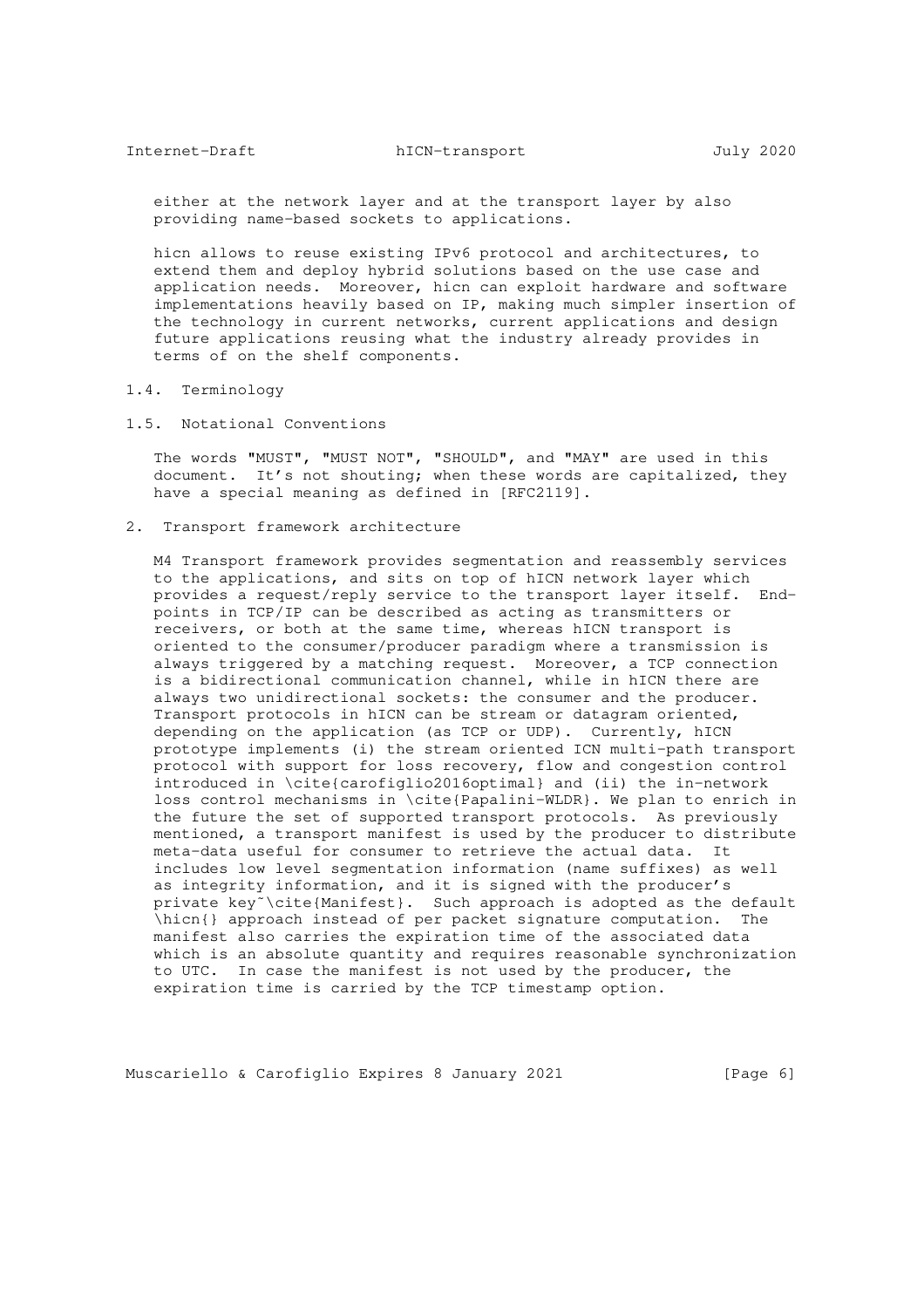either at the network layer and at the transport layer by also providing name-based sockets to applications.

hicn allows to reuse existing IPv6 protocol and architectures, to extend them and deploy hybrid solutions based on the use case and application needs. Moreover, hicn can exploit hardware and software implementations heavily based on IP, making much simpler insertion of the technology in current networks, current applications and design future applications reusing what the industry already provides in terms of on the shelf components.

### 1.4. Terminology

### 1.5. Notational Conventions

The words "MUST", "MUST NOT", "SHOULD", and "MAY" are used in this document. It's not shouting; when these words are capitalized, they have a special meaning as defined in [RFC2119].

## 2. Transport framework architecture

M4 Transport framework provides segmentation and reassembly services to the applications, and sits on top of hICN network layer which provides a request/reply service to the transport layer itself. End-points in TCP/IP can be described as acting as transmitters or receivers, or both at the same time, whereas hICN transport is oriented to the consumer/producer paradigm where a transmission is always triggered by a matching request. Moreover, a TCP connection is a bidirectional communication channel, while in hICN there are always two unidirectional sockets: the consumer and the producer. Transport protocols in hICN can be stream or datagram oriented, depending on the application (as TCP or UDP). Currently, hICN prototype implements (i) the stream oriented ICN multi-path transport protocol with support for loss recovery, flow and congestion control introduced in \cite{carofiglio2016optimal} and (ii) the in-network loss control mechanisms in \cite{Papalini-WLDR}. We plan to enrich in the future the set of supported transport protocols. As previously mentioned, a transport manifest is used by the producer to distribute meta-data useful for consumer to retrieve the actual data. It includes low level segmentation information (name suffixes) as well as integrity information, and it is signed with the producer's private key~\cite{Manifest}. Such approach is adopted as the default \hicn{} approach instead of per packet signature computation. The manifest also carries the expiration time of the associated data which is an absolute quantity and requires reasonable synchronization to UTC. In case the manifest is not used by the producer, the expiration time is carried by the TCP timestamp option.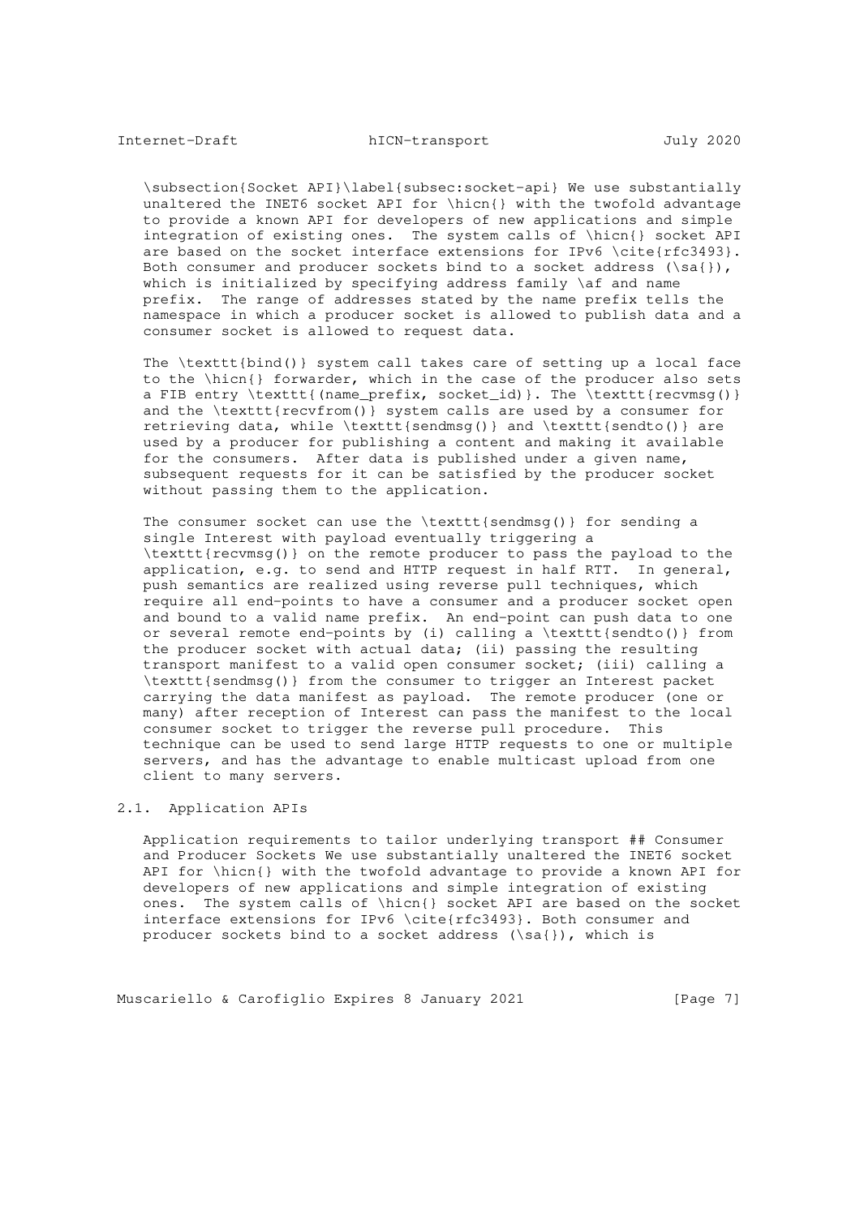\subsection{Socket API}\label{subsec:socket-api} We use substantially unaltered the INET6 socket API for \hicn{} with the twofold advantage to provide a known API for developers of new applications and simple integration of existing ones. The system calls of \hicn{} socket API are based on the socket interface extensions for IPv6 \cite{rfc3493}. Both consumer and producer sockets bind to a socket address (\sa{}), which is initialized by specifying address family \af and name prefix. The range of addresses stated by the name prefix tells the namespace in which a producer socket is allowed to publish data and a consumer socket is allowed to request data.

The \texttt{bind()} system call takes care of setting up a local face to the \hicn{} forwarder, which in the case of the producer also sets a FIB entry \texttt{(name_prefix, socket_id)}. The \texttt{recvmsg()} and the \texttt{recvfrom()} system calls are used by a consumer for retrieving data, while \texttt{sendmsg()} and \texttt{sendto()} are used by a producer for publishing a content and making it available for the consumers. After data is published under a given name, subsequent requests for it can be satisfied by the producer socket without passing them to the application.

The consumer socket can use the \texttt{sendmsg()} for sending a single Interest with payload eventually triggering a \texttt{recvmsg()} on the remote producer to pass the payload to the application, e.g. to send and HTTP request in half RTT. In general, push semantics are realized using reverse pull techniques, which require all end-points to have a consumer and a producer socket open and bound to a valid name prefix. An end-point can push data to one or several remote end-points by (i) calling a \texttt{sendto()} from the producer socket with actual data; (ii) passing the resulting transport manifest to a valid open consumer socket; (iii) calling a \texttt{sendmsg()} from the consumer to trigger an Interest packet carrying the data manifest as payload. The remote producer (one or many) after reception of Interest can pass the manifest to the local consumer socket to trigger the reverse pull procedure. This technique can be used to send large HTTP requests to one or multiple servers, and has the advantage to enable multicast upload from one client to many servers.

## 2.1. Application APIs

Application requirements to tailor underlying transport ## Consumer and Producer Sockets We use substantially unaltered the INET6 socket API for \hicn{} with the twofold advantage to provide a known API for developers of new applications and simple integration of existing ones. The system calls of \hicn{} socket API are based on the socket interface extensions for IPv6 \cite{rfc3493}. Both consumer and producer sockets bind to a socket address (\sa{}), which is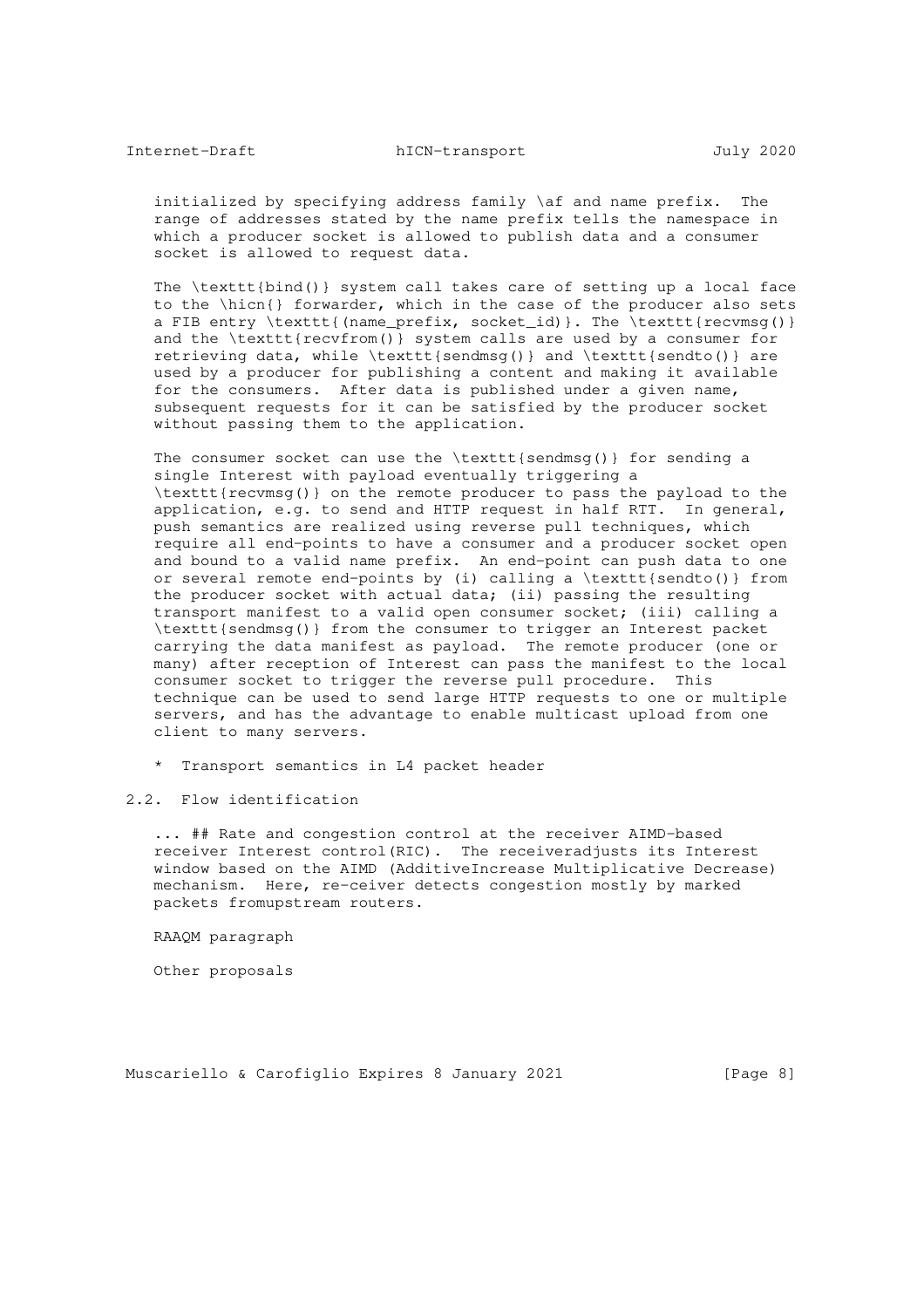initialized by specifying address family \af and name prefix. The range of addresses stated by the name prefix tells the namespace in which a producer socket is allowed to publish data and a consumer socket is allowed to request data.

The \texttt{bind()} system call takes care of setting up a local face to the \hicn{} forwarder, which in the case of the producer also sets a FIB entry \texttt{(name_prefix, socket_id)}. The \texttt{recvmsg()} and the \texttt{recvfrom()} system calls are used by a consumer for retrieving data, while \texttt{sendmsg()} and \texttt{sendto()} are used by a producer for publishing a content and making it available for the consumers. After data is published under a given name, subsequent requests for it can be satisfied by the producer socket without passing them to the application.

The consumer socket can use the \texttt{sendmsg()} for sending a single Interest with payload eventually triggering a \texttt{recvmsg()} on the remote producer to pass the payload to the application, e.g. to send and HTTP request in half RTT. In general, push semantics are realized using reverse pull techniques, which require all end-points to have a consumer and a producer socket open and bound to a valid name prefix. An end-point can push data to one or several remote end-points by (i) calling a \texttt{sendto()} from the producer socket with actual data; (ii) passing the resulting transport manifest to a valid open consumer socket; (iii) calling a \texttt{sendmsg()} from the consumer to trigger an Interest packet carrying the data manifest as payload. The remote producer (one or many) after reception of Interest can pass the manifest to the local consumer socket to trigger the reverse pull procedure. This technique can be used to send large HTTP requests to one or multiple servers, and has the advantage to enable multicast upload from one client to many servers.

* Transport semantics in L4 packet header

## 2.2. Flow identification

... ## Rate and congestion control at the receiver AIMD-based receiver Interest control(RIC). The receiveradjusts its Interest window based on the AIMD (AdditiveIncrease Multiplicative Decrease) mechanism. Here, re-ceiver detects congestion mostly by marked packets fromupstream routers.

RAAQM paragraph

Other proposals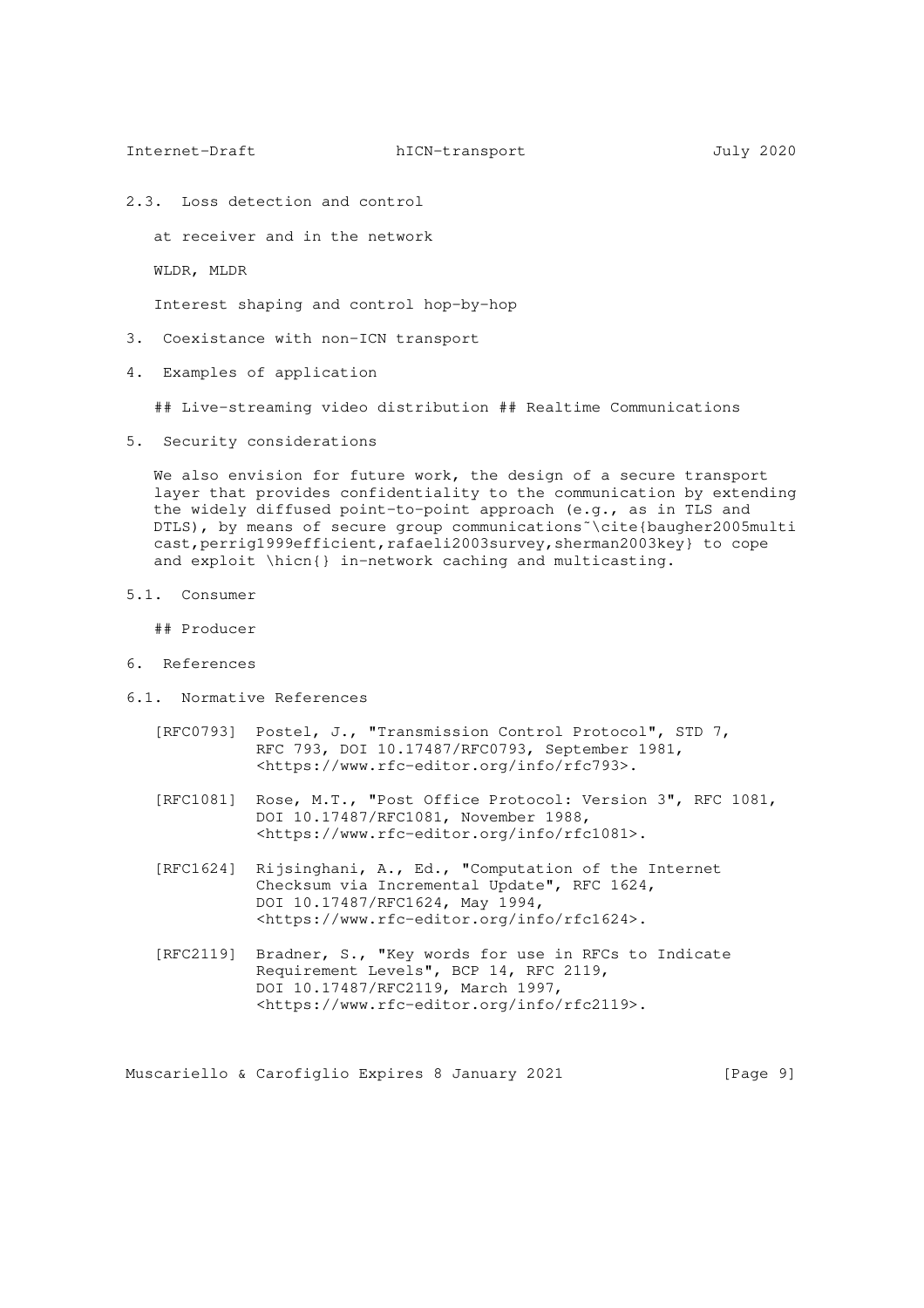## 2.3. Loss detection and control

at receiver and in the network

WLDR, MLDR

Interest shaping and control hop-by-hop

# 3. Coexistance with non-ICN transport

# 4. Examples of application

## Live-streaming video distribution ## Realtime Communications

# 5. Security considerations

We also envision for future work, the design of a secure transport layer that provides confidentiality to the communication by extending the widely diffused point-to-point approach (e.g., as in TLS and DTLS), by means of secure group communications~\cite{baugher2005multicast,perrig1999efficient,rafaeli2003survey,sherman2003key} to cope and exploit \hicn{} in-network caching and multicasting.

## 5.1. Consumer

## Producer

# 6. References

## 6.1. Normative References

[RFC0793] Postel, J., "Transmission Control Protocol", STD 7, RFC 793, DOI 10.17487/RFC0793, September 1981, <https://www.rfc-editor.org/info/rfc793>.

[RFC1081] Rose, M.T., "Post Office Protocol: Version 3", RFC 1081, DOI 10.17487/RFC1081, November 1988, <https://www.rfc-editor.org/info/rfc1081>.

[RFC1624] Rijsinghani, A., Ed., "Computation of the Internet Checksum via Incremental Update", RFC 1624, DOI 10.17487/RFC1624, May 1994, <https://www.rfc-editor.org/info/rfc1624>.

[RFC2119] Bradner, S., "Key words for use in RFCs to Indicate Requirement Levels", BCP 14, RFC 2119, DOI 10.17487/RFC2119, March 1997, <https://www.rfc-editor.org/info/rfc2119>.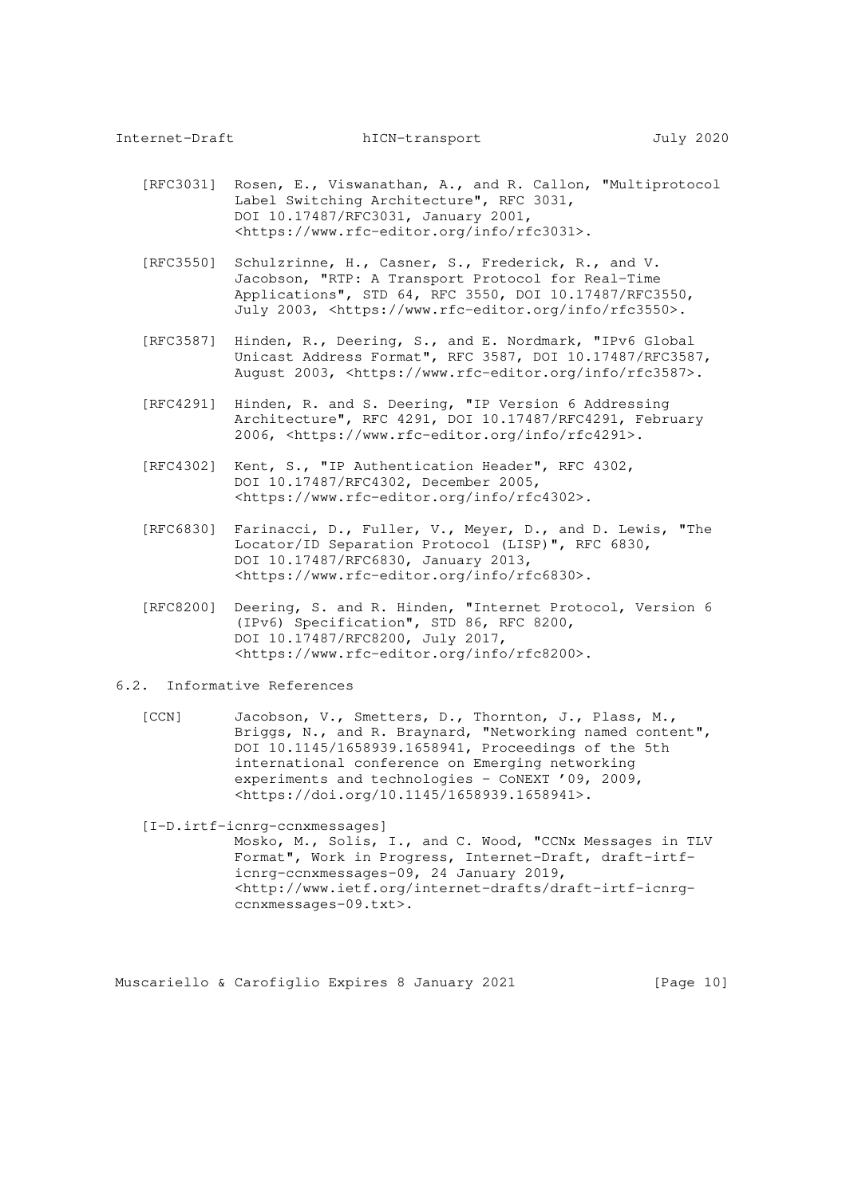[RFC3031] Rosen, E., Viswanathan, A., and R. Callon, "Multiprotocol Label Switching Architecture", RFC 3031, DOI 10.17487/RFC3031, January 2001, <https://www.rfc-editor.org/info/rfc3031>.

[RFC3550] Schulzrinne, H., Casner, S., Frederick, R., and V. Jacobson, "RTP: A Transport Protocol for Real-Time Applications", STD 64, RFC 3550, DOI 10.17487/RFC3550, July 2003, <https://www.rfc-editor.org/info/rfc3550>.

[RFC3587] Hinden, R., Deering, S., and E. Nordmark, "IPv6 Global Unicast Address Format", RFC 3587, DOI 10.17487/RFC3587, August 2003, <https://www.rfc-editor.org/info/rfc3587>.

[RFC4291] Hinden, R. and S. Deering, "IP Version 6 Addressing Architecture", RFC 4291, DOI 10.17487/RFC4291, February 2006, <https://www.rfc-editor.org/info/rfc4291>.

[RFC4302] Kent, S., "IP Authentication Header", RFC 4302, DOI 10.17487/RFC4302, December 2005, <https://www.rfc-editor.org/info/rfc4302>.

[RFC6830] Farinacci, D., Fuller, V., Meyer, D., and D. Lewis, "The Locator/ID Separation Protocol (LISP)", RFC 6830, DOI 10.17487/RFC6830, January 2013, <https://www.rfc-editor.org/info/rfc6830>.

[RFC8200] Deering, S. and R. Hinden, "Internet Protocol, Version 6 (IPv6) Specification", STD 86, RFC 8200, DOI 10.17487/RFC8200, July 2017, <https://www.rfc-editor.org/info/rfc8200>.

## 6.2. Informative References

[CCN] Jacobson, V., Smetters, D., Thornton, J., Plass, M., Briggs, N., and R. Braynard, "Networking named content", DOI 10.1145/1658939.1658941, Proceedings of the 5th international conference on Emerging networking experiments and technologies - CoNEXT '09, 2009, <https://doi.org/10.1145/1658939.1658941>.

[I-D.irtf-icnrg-ccnxmessages] Mosko, M., Solis, I., and C. Wood, "CCNx Messages in TLV Format", Work in Progress, Internet-Draft, draft-irtf-icnrg-ccnxmessages-09, 24 January 2019, <http://www.ietf.org/internet-drafts/draft-irtf-icnrg-ccnxmessages-09.txt>.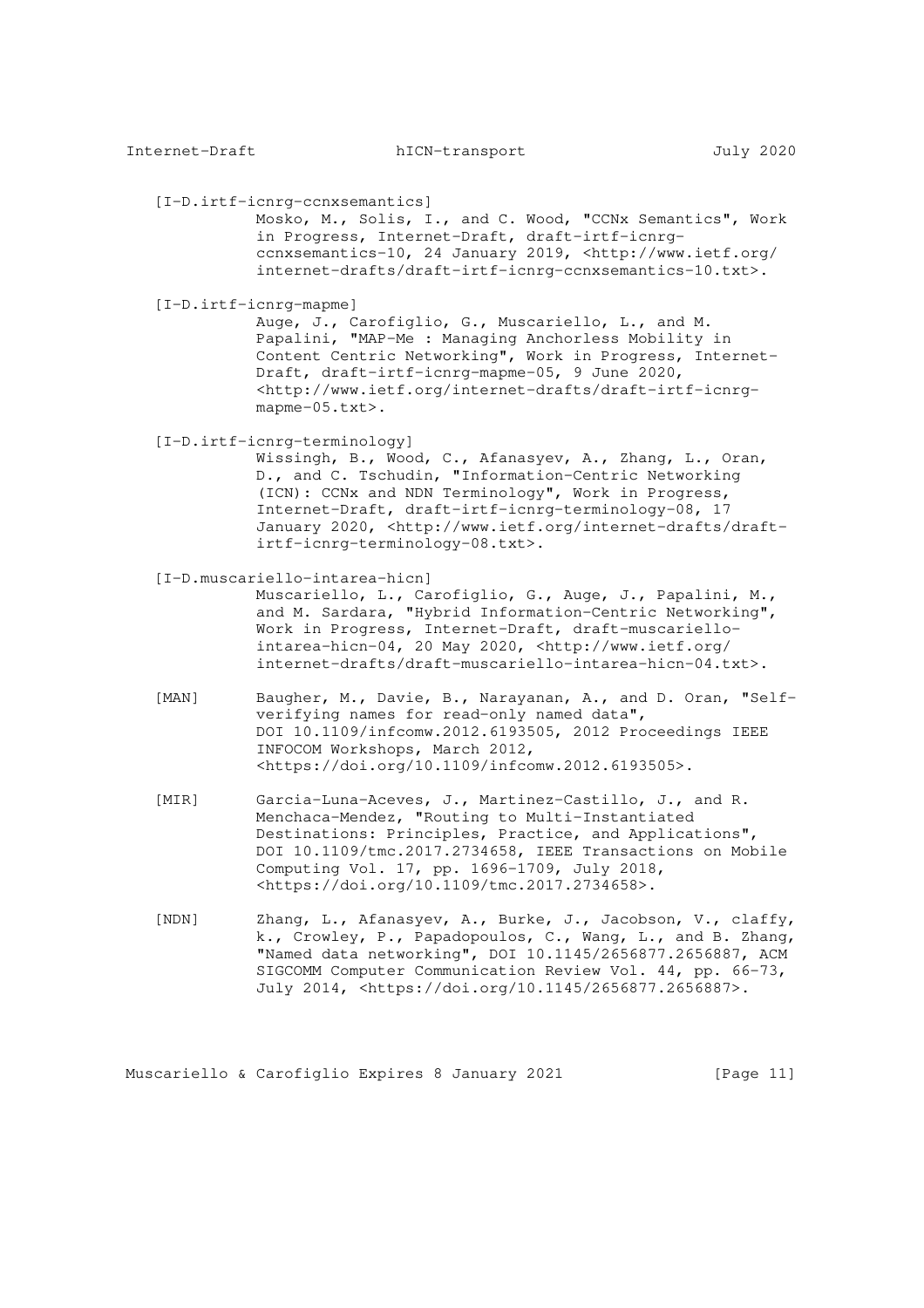[I-D.irtf-icnrg-ccnxsemantics]
Mosko, M., Solis, I., and C. Wood, "CCNx Semantics", Work in Progress, Internet-Draft, draft-irtf-icnrg-ccnxsemantics-10, 24 January 2019, <http://www.ietf.org/internet-drafts/draft-irtf-icnrg-ccnxsemantics-10.txt>.

[I-D.irtf-icnrg-mapme]
Auge, J., Carofiglio, G., Muscariello, L., and M. Papalini, "MAP-Me : Managing Anchorless Mobility in Content Centric Networking", Work in Progress, Internet-Draft, draft-irtf-icnrg-mapme-05, 9 June 2020, <http://www.ietf.org/internet-drafts/draft-irtf-icnrg-mapme-05.txt>.

[I-D.irtf-icnrg-terminology]
Wissingh, B., Wood, C., Afanasyev, A., Zhang, L., Oran, D., and C. Tschudin, "Information-Centric Networking (ICN): CCNx and NDN Terminology", Work in Progress, Internet-Draft, draft-irtf-icnrg-terminology-08, 17 January 2020, <http://www.ietf.org/internet-drafts/draft-irtf-icnrg-terminology-08.txt>.

[I-D.muscariello-intarea-hicn]
Muscariello, L., Carofiglio, G., Auge, J., Papalini, M., and M. Sardara, "Hybrid Information-Centric Networking", Work in Progress, Internet-Draft, draft-muscariello-intarea-hicn-04, 20 May 2020, <http://www.ietf.org/internet-drafts/draft-muscariello-intarea-hicn-04.txt>.

[MAN] Baugher, M., Davie, B., Narayanan, A., and D. Oran, "Self-verifying names for read-only named data", DOI 10.1109/infcomw.2012.6193505, 2012 Proceedings IEEE INFOCOM Workshops, March 2012, <https://doi.org/10.1109/infcomw.2012.6193505>.

[MIR] Garcia-Luna-Aceves, J., Martinez-Castillo, J., and R. Menchaca-Mendez, "Routing to Multi-Instantiated Destinations: Principles, Practice, and Applications", DOI 10.1109/tmc.2017.2734658, IEEE Transactions on Mobile Computing Vol. 17, pp. 1696-1709, July 2018, <https://doi.org/10.1109/tmc.2017.2734658>.

[NDN] Zhang, L., Afanasyev, A., Burke, J., Jacobson, V., claffy, k., Crowley, P., Papadopoulos, C., Wang, L., and B. Zhang, "Named data networking", DOI 10.1145/2656877.2656887, ACM SIGCOMM Computer Communication Review Vol. 44, pp. 66-73, July 2014, <https://doi.org/10.1145/2656877.2656887>.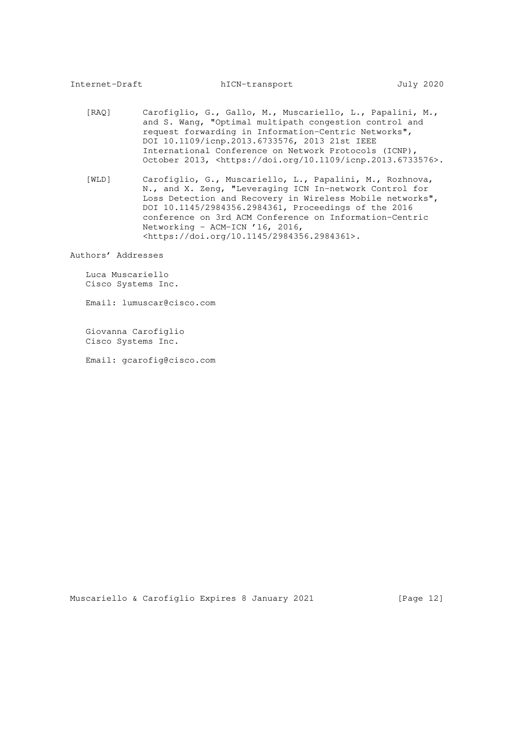[RAQ] Carofiglio, G., Gallo, M., Muscariello, L., Papalini, M., and S. Wang, "Optimal multipath congestion control and request forwarding in Information-Centric Networks", DOI 10.1109/icnp.2013.6733576, 2013 21st IEEE International Conference on Network Protocols (ICNP), October 2013, <https://doi.org/10.1109/icnp.2013.6733576>.

[WLD] Carofiglio, G., Muscariello, L., Papalini, M., Rozhnova, N., and X. Zeng, "Leveraging ICN In-network Control for Loss Detection and Recovery in Wireless Mobile networks", DOI 10.1145/2984356.2984361, Proceedings of the 2016 conference on 3rd ACM Conference on Information-Centric Networking - ACM-ICN '16, 2016, <https://doi.org/10.1145/2984356.2984361>.

Authors' Addresses

Luca Muscariello
Cisco Systems Inc.

Email: lumuscar@cisco.com

Giovanna Carofiglio
Cisco Systems Inc.

Email: gcarofig@cisco.com